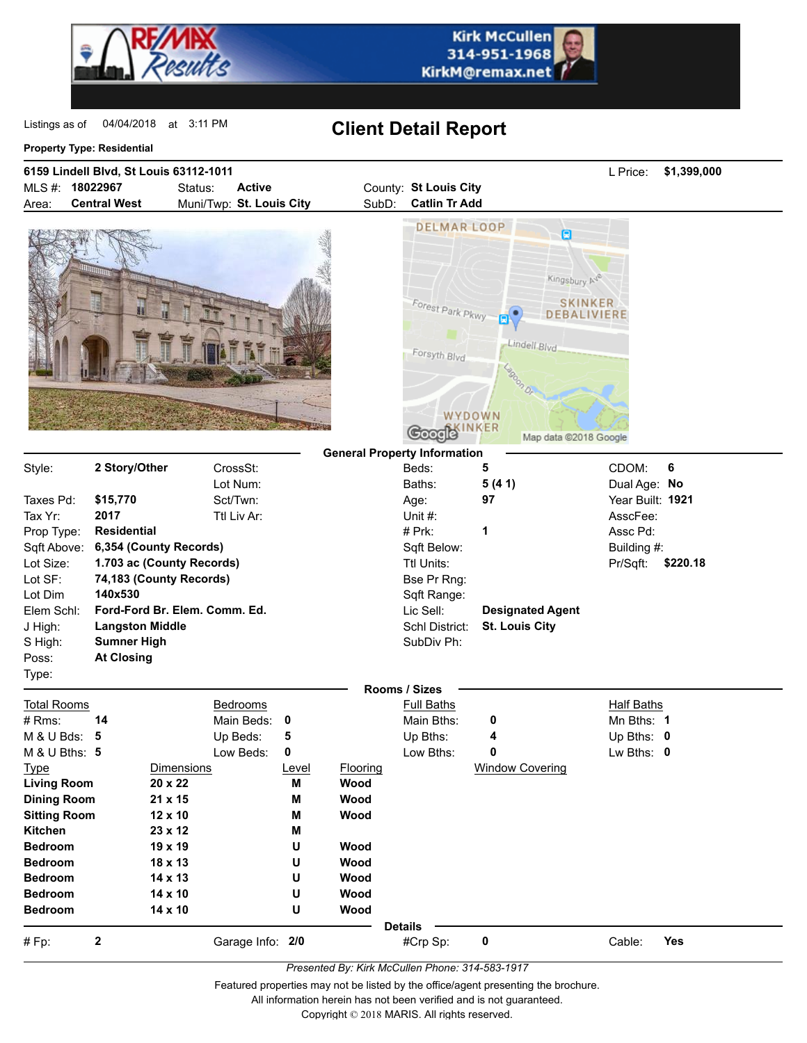Kirk McCullen
314-951-1968
KirkM@remax.net

Listings as of 04/04/2018 at 3:11 PM

# Client Detail Report

**Property Type: Residential**

**6159 Lindell Blvd, St Louis 63112-1011** L Price: **$1,399,000**

| | | | | | |
|---|---|---|---|---|---|
| MLS #: | **18022967** | Status: | **Active** | County: | **St Louis City** |
| Area: | **Central West** | Muni/Twp: | **St. Louis City** | SubD: | **Catlin Tr Add** |

## General Property Information

| | | | | | | | |
|---|---|---|---|---|---|---|---|
| Style: | **2 Story/Other** | CrossSt: | | Beds: | **5** | CDOM: | **6** |
| | | Lot Num: | | Baths: | **5 (4 1)** | Dual Age: | **No** |
| Taxes Pd: | **$15,770** | Sct/Twn: | | Age: | **97** | Year Built: | **1921** |
| Tax Yr: | **2017** | Ttl Liv Ar: | | Unit #: | | AsscFee: | |
| Prop Type: | **Residential** | | | # Prk: | **1** | Assc Pd: | |
| Sqft Above: | **6,354 (County Records)** | | | Sqft Below: | | Building #: | |
| Lot Size: | **1.703 ac (County Records)** | | | Ttl Units: | | Pr/Sqft: | **$220.18** |
| Lot SF: | **74,183 (County Records)** | | | Bse Pr Rng: | | | |
| Lot Dim | **140x530** | | | Sqft Range: | | | |
| Elem Schl: | **Ford-Ford Br. Elem. Comm. Ed.** | | | Lic Sell: | **Designated Agent** | | |
| J High: | **Langston Middle** | | | Schl District: | **St. Louis City** | | |
| S High: | **Sumner High** | | | SubDiv Ph: | | | |
| Poss: | **At Closing** | | | | | | |
| Type: | | | | | | | |

## Rooms / Sizes

| Total Rooms | | Bedrooms | | Full Baths | | Half Baths | |
|---|---|---|---|---|---|---|---|
| # Rms: | **14** | Main Beds: | **0** | Main Bths: | **0** | Mn Bths: | **1** |
| M & U Bds: | **5** | Up Beds: | **5** | Up Bths: | **4** | Up Bths: | **0** |
| M & U Bths: | **5** | Low Beds: | **0** | Low Bths: | **0** | Lw Bths: | **0** |

| Type | Dimensions | Level | Flooring | Window Covering |
|---|---|---|---|---|
| **Living Room** | **20 x 22** | **M** | **Wood** | |
| **Dining Room** | **21 x 15** | **M** | **Wood** | |
| **Sitting Room** | **12 x 10** | **M** | **Wood** | |
| **Kitchen** | **23 x 12** | **M** | | |
| **Bedroom** | **19 x 19** | **U** | **Wood** | |
| **Bedroom** | **18 x 13** | **U** | **Wood** | |
| **Bedroom** | **14 x 13** | **U** | **Wood** | |
| **Bedroom** | **14 x 10** | **U** | **Wood** | |
| **Bedroom** | **14 x 10** | **U** | **Wood** | |

## Details

| | | | | | | | |
|---|---|---|---|---|---|---|---|
| # Fp: | **2** | Garage Info: | **2/0** | #Crp Sp: | **0** | Cable: | **Yes** |

*Presented By: Kirk McCullen Phone: 314-583-1917*

Featured properties may not be listed by the office/agent presenting the brochure.
All information herein has not been verified and is not guaranteed.
Copyright © 2018 MARIS. All rights reserved.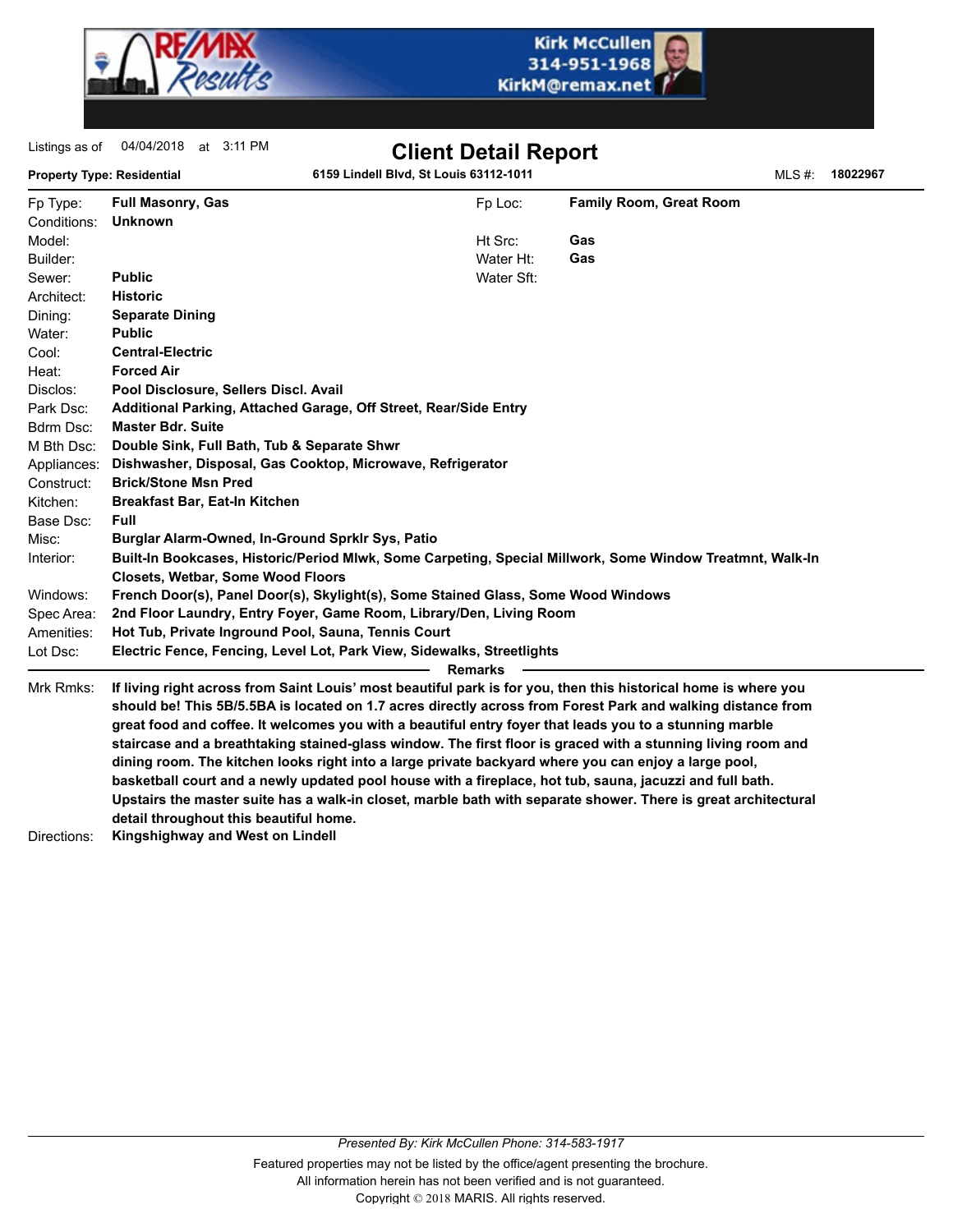Kirk McCullen
314-951-1968
KirkM@remax.net

Listings as of 04/04/2018 at 3:11 PM

# Client Detail Report

**Property Type: Residential** **6159 Lindell Blvd, St Louis 63112-1011** MLS #: **18022967**

| | | | |
|---|---|---|---|
| Fp Type: | **Full Masonry, Gas** | Fp Loc: | **Family Room, Great Room** |
| Conditions: | **Unknown** | | |
| Model: | | Ht Src: | **Gas** |
| Builder: | | Water Ht: | **Gas** |
| Sewer: | **Public** | Water Sft: | |
| Architect: | **Historic** | | |
| Dining: | **Separate Dining** | | |
| Water: | **Public** | | |
| Cool: | **Central-Electric** | | |
| Heat: | **Forced Air** | | |
| Disclos: | **Pool Disclosure, Sellers Discl. Avail** | | |
| Park Dsc: | **Additional Parking, Attached Garage, Off Street, Rear/Side Entry** | | |
| Bdrm Dsc: | **Master Bdr. Suite** | | |
| M Bth Dsc: | **Double Sink, Full Bath, Tub & Separate Shwr** | | |
| Appliances: | **Dishwasher, Disposal, Gas Cooktop, Microwave, Refrigerator** | | |
| Construct: | **Brick/Stone Msn Pred** | | |
| Kitchen: | **Breakfast Bar, Eat-In Kitchen** | | |
| Base Dsc: | **Full** | | |
| Misc: | **Burglar Alarm-Owned, In-Ground Sprklr Sys, Patio** | | |
| Interior: | **Built-In Bookcases, Historic/Period Mlwk, Some Carpeting, Special Millwork, Some Window Treatmnt, Walk-In Closets, Wetbar, Some Wood Floors** | | |
| Windows: | **French Door(s), Panel Door(s), Skylight(s), Some Stained Glass, Some Wood Windows** | | |
| Spec Area: | **2nd Floor Laundry, Entry Foyer, Game Room, Library/Den, Living Room** | | |
| Amenities: | **Hot Tub, Private Inground Pool, Sauna, Tennis Court** | | |
| Lot Dsc: | **Electric Fence, Fencing, Level Lot, Park View, Sidewalks, Streetlights** | | |

## Remarks

Mrk Rmks: **If living right across from Saint Louis' most beautiful park is for you, then this historical home is where you should be! This 5B/5.5BA is located on 1.7 acres directly across from Forest Park and walking distance from great food and coffee. It welcomes you with a beautiful entry foyer that leads you to a stunning marble staircase and a breathtaking stained-glass window. The first floor is graced with a stunning living room and dining room. The kitchen looks right into a large private backyard where you can enjoy a large pool, basketball court and a newly updated pool house with a fireplace, hot tub, sauna, jacuzzi and full bath. Upstairs the master suite has a walk-in closet, marble bath with separate shower. There is great architectural detail throughout this beautiful home.**

Directions: **Kingshighway and West on Lindell**

*Presented By: Kirk McCullen Phone: 314-583-1917*

Featured properties may not be listed by the office/agent presenting the brochure.
All information herein has not been verified and is not guaranteed.
Copyright © 2018 MARIS. All rights reserved.